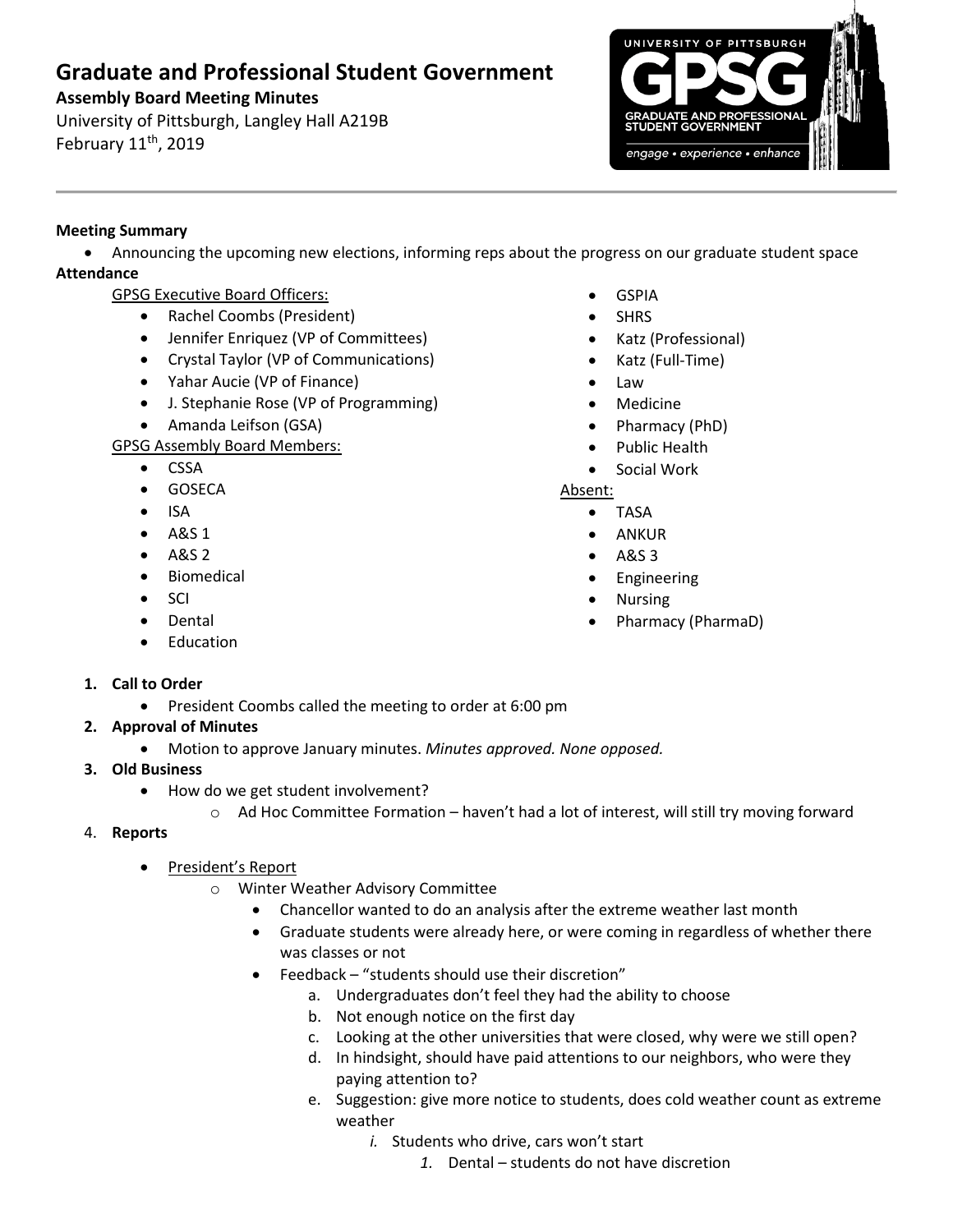# Graduate and Professional Student Government

**Assembly Board Meeting Minutes**

University of Pittsburgh, Langley Hall A219B

February 11th, 2019

---

**Meeting Summary**

- Announcing the upcoming new elections, informing reps about the progress on our graduate student space

**Attendance**

GPSG Executive Board Officers:

- Rachel Coombs (President)
- Jennifer Enriquez (VP of Committees)
- Crystal Taylor (VP of Communications)
- Yahar Aucie (VP of Finance)
- J. Stephanie Rose (VP of Programming)
- Amanda Leifson (GSA)

GPSG Assembly Board Members:

- CSSA
- GOSECA
- ISA
- A&S 1
- A&S 2
- Biomedical
- SCI
- Dental
- Education
- GSPIA
- SHRS
- Katz (Professional)
- Katz (Full-Time)
- Law
- Medicine
- Pharmacy (PhD)
- Public Health
- Social Work

Absent:

- TASA
- ANKUR
- A&S 3
- Engineering
- Nursing
- Pharmacy (PharmaD)

1. **Call to Order**
   - President Coombs called the meeting to order at 6:00 pm
2. **Approval of Minutes**
   - Motion to approve January minutes. *Minutes approved. None opposed.*
3. **Old Business**
   - How do we get student involvement?
     - Ad Hoc Committee Formation – haven't had a lot of interest, will still try moving forward
4. **Reports**
   - President's Report
     - Winter Weather Advisory Committee
       - Chancellor wanted to do an analysis after the extreme weather last month
       - Graduate students were already here, or were coming in regardless of whether there was classes or not
       - Feedback – "students should use their discretion"
         a. Undergraduates don't feel they had the ability to choose
         b. Not enough notice on the first day
         c. Looking at the other universities that were closed, why were we still open?
         d. In hindsight, should have paid attentions to our neighbors, who were they paying attention to?
         e. Suggestion: give more notice to students, does cold weather count as extreme weather
            *i.* Students who drive, cars won't start
               *1.* Dental – students do not have discretion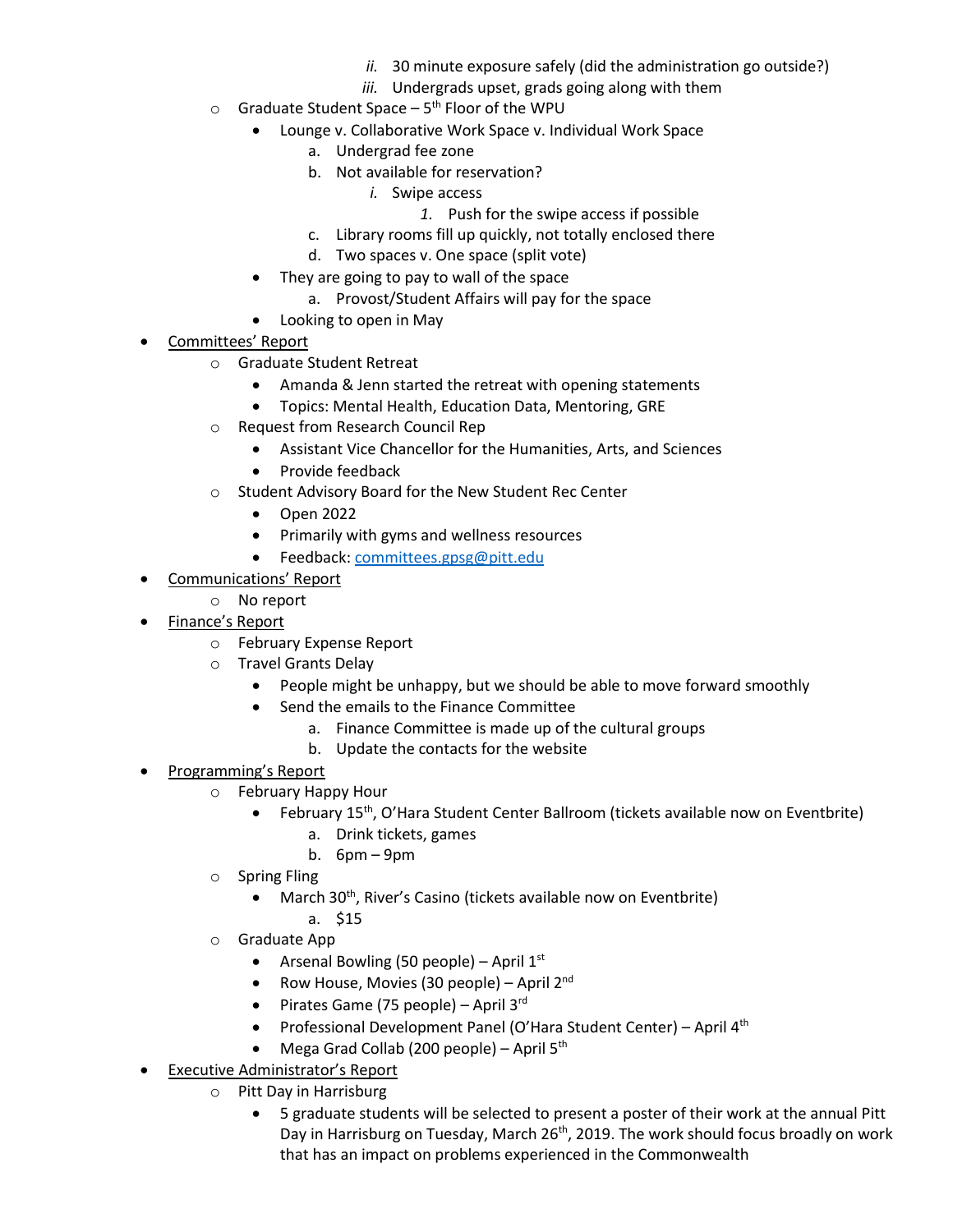ii. 30 minute exposure safely (did the administration go outside?)
            iii. Undergrads upset, grads going along with them
    - Graduate Student Space – 5th Floor of the WPU
        - Lounge v. Collaborative Work Space v. Individual Work Space
            a. Undergrad fee zone
            b. Not available for reservation?
                i. Swipe access
                    1. Push for the swipe access if possible
            c. Library rooms fill up quickly, not totally enclosed there
            d. Two spaces v. One space (split vote)
        - They are going to pay to wall of the space
            a. Provost/Student Affairs will pay for the space
        - Looking to open in May
- Committees' Report
    - Graduate Student Retreat
        - Amanda & Jenn started the retreat with opening statements
        - Topics: Mental Health, Education Data, Mentoring, GRE
    - Request from Research Council Rep
        - Assistant Vice Chancellor for the Humanities, Arts, and Sciences
        - Provide feedback
    - Student Advisory Board for the New Student Rec Center
        - Open 2022
        - Primarily with gyms and wellness resources
        - Feedback: committees.gpsg@pitt.edu
- Communications' Report
    - No report
- Finance's Report
    - February Expense Report
    - Travel Grants Delay
        - People might be unhappy, but we should be able to move forward smoothly
        - Send the emails to the Finance Committee
            a. Finance Committee is made up of the cultural groups
            b. Update the contacts for the website
- Programming's Report
    - February Happy Hour
        - February 15th, O'Hara Student Center Ballroom (tickets available now on Eventbrite)
            a. Drink tickets, games
            b. 6pm – 9pm
    - Spring Fling
        - March 30th, River's Casino (tickets available now on Eventbrite)
            a. $15
    - Graduate App
        - Arsenal Bowling (50 people) – April 1st
        - Row House, Movies (30 people) – April 2nd
        - Pirates Game (75 people) – April 3rd
        - Professional Development Panel (O'Hara Student Center) – April 4th
        - Mega Grad Collab (200 people) – April 5th
- Executive Administrator's Report
    - Pitt Day in Harrisburg
        - 5 graduate students will be selected to present a poster of their work at the annual Pitt Day in Harrisburg on Tuesday, March 26th, 2019. The work should focus broadly on work that has an impact on problems experienced in the Commonwealth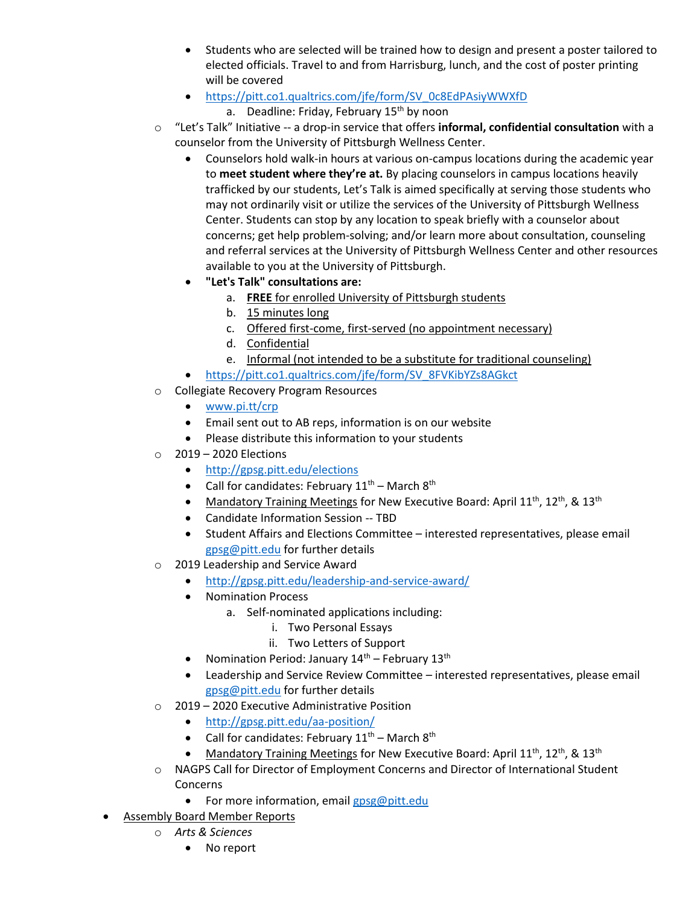- Students who are selected will be trained how to design and present a poster tailored to elected officials. Travel to and from Harrisburg, lunch, and the cost of poster printing will be covered
      - https://pitt.co1.qualtrics.com/jfe/form/SV_0c8EdPAsiyWWXfD
        a. Deadline: Friday, February 15th by noon
    - "Let's Talk" Initiative -- a drop-in service that offers **informal, confidential consultation** with a counselor from the University of Pittsburgh Wellness Center.
      - Counselors hold walk-in hours at various on-campus locations during the academic year to **meet student where they're at.** By placing counselors in campus locations heavily trafficked by our students, Let's Talk is aimed specifically at serving those students who may not ordinarily visit or utilize the services of the University of Pittsburgh Wellness Center. Students can stop by any location to speak briefly with a counselor about concerns; get help problem-solving; and/or learn more about consultation, counseling and referral services at the University of Pittsburgh Wellness Center and other resources available to you at the University of Pittsburgh.
      - **"Let's Talk" consultations are:**
        a. **FREE** for enrolled University of Pittsburgh students
        b. 15 minutes long
        c. Offered first-come, first-served (no appointment necessary)
        d. Confidential
        e. Informal (not intended to be a substitute for traditional counseling)
      - https://pitt.co1.qualtrics.com/jfe/form/SV_8FVKibYZs8AGkct
    - Collegiate Recovery Program Resources
      - www.pi.tt/crp
      - Email sent out to AB reps, information is on our website
      - Please distribute this information to your students
    - 2019 – 2020 Elections
      - http://gpsg.pitt.edu/elections
      - Call for candidates: February 11th – March 8th
      - Mandatory Training Meetings for New Executive Board: April 11th, 12th, & 13th
      - Candidate Information Session -- TBD
      - Student Affairs and Elections Committee – interested representatives, please email gpsg@pitt.edu for further details
    - 2019 Leadership and Service Award
      - http://gpsg.pitt.edu/leadership-and-service-award/
      - Nomination Process
        a. Self-nominated applications including:
           i. Two Personal Essays
           ii. Two Letters of Support
      - Nomination Period: January 14th – February 13th
      - Leadership and Service Review Committee – interested representatives, please email gpsg@pitt.edu for further details
    - 2019 – 2020 Executive Administrative Position
      - http://gpsg.pitt.edu/aa-position/
      - Call for candidates: February 11th – March 8th
      - Mandatory Training Meetings for New Executive Board: April 11th, 12th, & 13th
    - NAGPS Call for Director of Employment Concerns and Director of International Student Concerns
      - For more information, email gpsg@pitt.edu
- Assembly Board Member Reports
    - *Arts & Sciences*
      - No report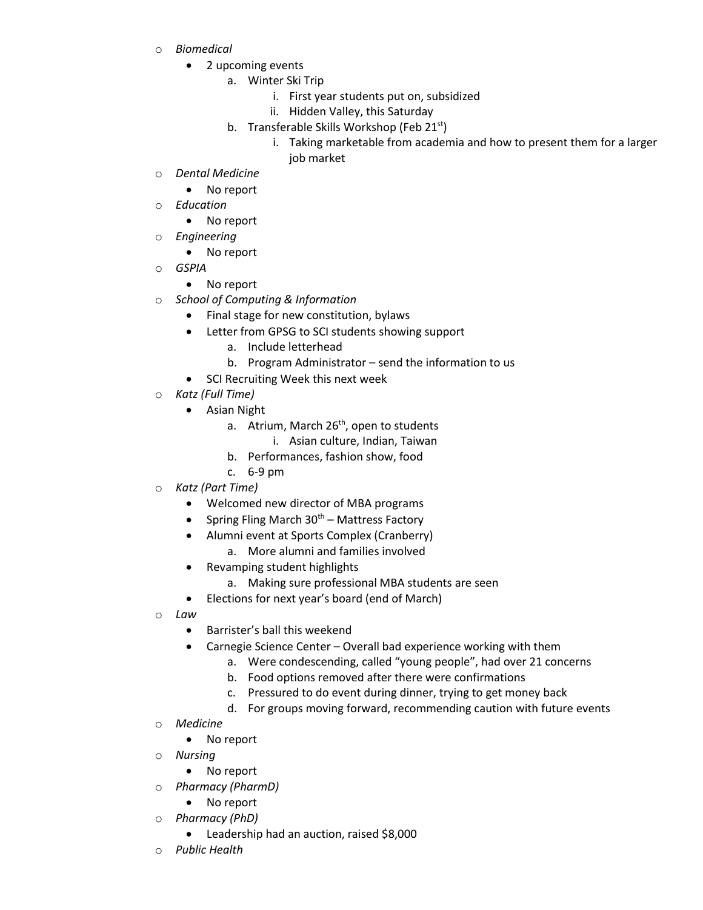- *Biomedical*
  - 2 upcoming events
    1. Winter Ski Trip
       1. First year students put on, subsidized
       2. Hidden Valley, this Saturday
    2. Transferable Skills Workshop (Feb 21st)
       1. Taking marketable from academia and how to present them for a larger job market
- *Dental Medicine*
  - No report
- *Education*
  - No report
- *Engineering*
  - No report
- *GSPIA*
  - No report
- *School of Computing & Information*
  - Final stage for new constitution, bylaws
  - Letter from GPSG to SCI students showing support
    1. Include letterhead
    2. Program Administrator – send the information to us
  - SCI Recruiting Week this next week
- *Katz (Full Time)*
  - Asian Night
    1. Atrium, March 26th, open to students
       1. Asian culture, Indian, Taiwan
    2. Performances, fashion show, food
    3. 6-9 pm
- *Katz (Part Time)*
  - Welcomed new director of MBA programs
  - Spring Fling March 30th – Mattress Factory
  - Alumni event at Sports Complex (Cranberry)
    1. More alumni and families involved
  - Revamping student highlights
    1. Making sure professional MBA students are seen
  - Elections for next year's board (end of March)
- *Law*
  - Barrister's ball this weekend
  - Carnegie Science Center – Overall bad experience working with them
    1. Were condescending, called "young people", had over 21 concerns
    2. Food options removed after there were confirmations
    3. Pressured to do event during dinner, trying to get money back
    4. For groups moving forward, recommending caution with future events
- *Medicine*
  - No report
- *Nursing*
  - No report
- *Pharmacy (PharmD)*
  - No report
- *Pharmacy (PhD)*
  - Leadership had an auction, raised $8,000
- *Public Health*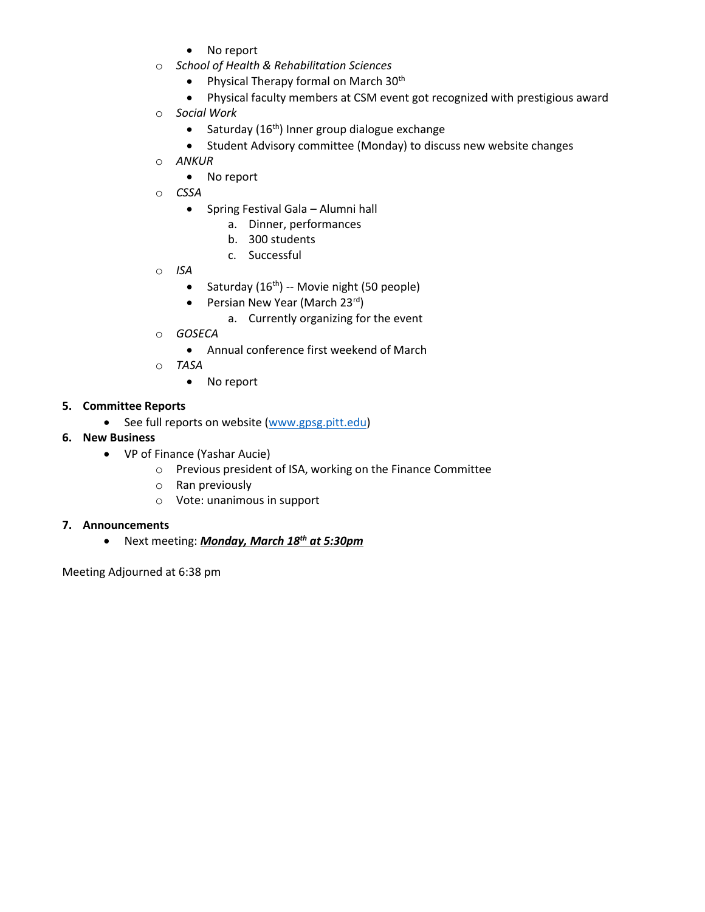- No report
- *School of Health & Rehabilitation Sciences*
  - Physical Therapy formal on March 30th
  - Physical faculty members at CSM event got recognized with prestigious award
- *Social Work*
  - Saturday (16th) Inner group dialogue exchange
  - Student Advisory committee (Monday) to discuss new website changes
- *ANKUR*
  - No report
- *CSSA*
  - Spring Festival Gala – Alumni hall
    a. Dinner, performances
    b. 300 students
    c. Successful
- *ISA*
  - Saturday (16th) -- Movie night (50 people)
  - Persian New Year (March 23rd)
    a. Currently organizing for the event
- *GOSECA*
  - Annual conference first weekend of March
- *TASA*
  - No report

**5. Committee Reports**

- See full reports on website (www.gpsg.pitt.edu)

**6. New Business**

- VP of Finance (Yashar Aucie)
  - Previous president of ISA, working on the Finance Committee
  - Ran previously
  - Vote: unanimous in support

**7. Announcements**

- Next meeting: ***Monday, March 18th at 5:30pm***

Meeting Adjourned at 6:38 pm